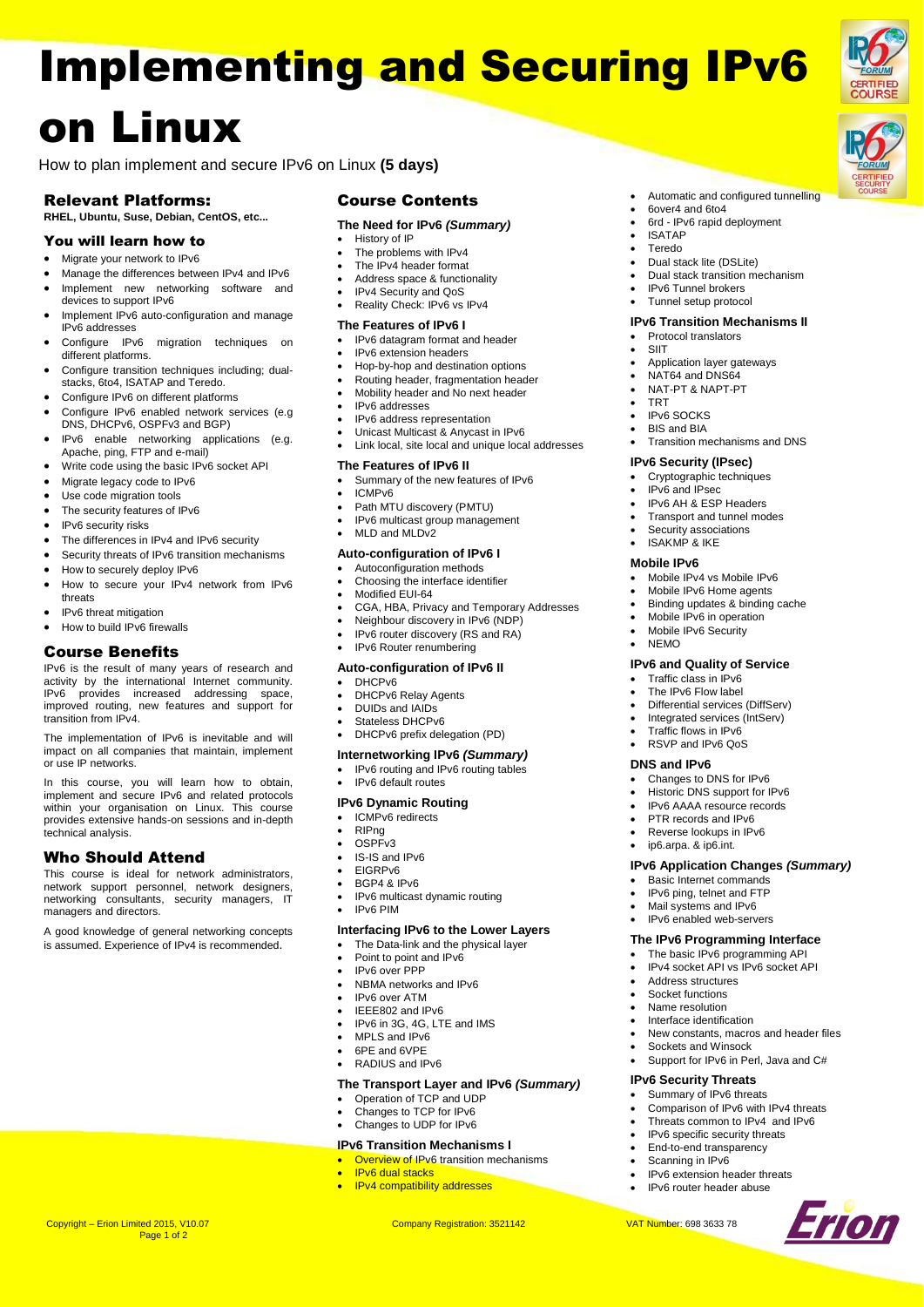# Implementing and Securing IPv6 on Linux

How to plan implement and secure IPv6 on Linux **(5 days)**

## Relevant Platforms:

**RHEL, Ubuntu, Suse, Debian, CentOS, etc...**

## You will learn how to

- Migrate your network to IPv6
- Manage the differences between IPv4 and IPv6
- Implement new networking software and devices to support IPv6
- Implement IPv6 auto-configuration and manage IPv6 addresses
- Configure IPv6 migration techniques on different platforms.
- Configure transition techniques including; dual-stacks, 6to4, ISATAP and Teredo.
- Configure IPv6 on different platforms
- Configure IPv6 enabled network services (e.g DNS, DHCPv6, OSPFv3 and BGP)
- IPv6 enable networking applications (e.g. Apache, ping, FTP and e-mail)
- Write code using the basic IPv6 socket API
- Migrate legacy code to IPv6
- Use code migration tools
- The security features of IPv6
- IPv6 security risks
- The differences in IPv4 and IPv6 security
- Security threats of IPv6 transition mechanisms
- How to securely deploy IPv6
- How to secure your IPv4 network from IPv6 threats
- IPv6 threat mitigation
- How to build IPv6 firewalls

## Course Benefits

IPv6 is the result of many years of research and activity by the international Internet community. IPv6 provides increased addressing space, improved routing, new features and support for transition from IPv4.

The implementation of IPv6 is inevitable and will impact on all companies that maintain, implement or use IP networks.

In this course, you will learn how to obtain, implement and secure IPv6 and related protocols within your organisation on Linux. This course provides extensive hands-on sessions and in-depth technical analysis.

## Who Should Attend

This course is ideal for network administrators, network support personnel, network designers, networking consultants, security managers, IT managers and directors.

A good knowledge of general networking concepts is assumed. Experience of IPv4 is recommended.

## Course Contents

### The Need for IPv6 *(Summary)*

- History of IP
- The problems with IPv4
- The IPv4 header format
- Address space & functionality
- IPv4 Security and QoS
- Reality Check: IPv6 vs IPv4

### The Features of IPv6 I

- IPv6 datagram format and header
- IPv6 extension headers
- Hop-by-hop and destination options
- Routing header, fragmentation header
- Mobility header and No next header
- IPv6 addresses
- IPv6 address representation
- Unicast Multicast & Anycast in IPv6
- Link local, site local and unique local addresses

### The Features of IPv6 II

- Summary of the new features of IPv6
- ICMPv6
- Path MTU discovery (PMTU)
- IPv6 multicast group management
- MLD and MLDv2

### Auto-configuration of IPv6 I

- Autoconfiguration methods
- Choosing the interface identifier
- Modified EUI-64
- CGA, HBA, Privacy and Temporary Addresses
- Neighbour discovery in IPv6 (NDP)
- IPv6 router discovery (RS and RA)
- IPv6 Router renumbering

### Auto-configuration of IPv6 II

- DHCPv6
- DHCPv6 Relay Agents
- DUIDs and IAIDs
- Stateless DHCPv6
- DHCPv6 prefix delegation (PD)

### Internetworking IPv6 *(Summary)*

- IPv6 routing and IPv6 routing tables
- IPv6 default routes

### IPv6 Dynamic Routing

- ICMPv6 redirects
- RIPng
- OSPFv3
- IS-IS and IPv6
- EIGRPv6
- BGP4 & IPv6
- IPv6 multicast dynamic routing
- IPv6 PIM

### Interfacing IPv6 to the Lower Layers

- The Data-link and the physical layer
- Point to point and IPv6
- IPv6 over PPP
- NBMA networks and IPv6
- IPv6 over ATM
- IEEE802 and IPv6
- IPv6 in 3G, 4G, LTE and IMS
- MPLS and IPv6
- 6PE and 6VPE
- RADIUS and IPv6

### The Transport Layer and IPv6 *(Summary)*

- Operation of TCP and UDP
- Changes to TCP for IPv6
- Changes to UDP for IPv6

### IPv6 Transition Mechanisms I

- Overview of IPv6 transition mechanisms
- IPv6 dual stacks
- IPv4 compatibility addresses
- Automatic and configured tunnelling
- 6over4 and 6to4
- 6rd - IPv6 rapid deployment
- ISATAP
- Teredo
- Dual stack lite (DSLite)
- Dual stack transition mechanism
- IPv6 Tunnel brokers
- Tunnel setup protocol

### IPv6 Transition Mechanisms II

- Protocol translators
- SIIT
- Application layer gateways
- NAT64 and DNS64
- NAT-PT & NAPT-PT
- TRT
- IPv6 SOCKS
- BIS and BIA
- Transition mechanisms and DNS

### IPv6 Security (IPsec)

- Cryptographic techniques
- IPv6 and IPsec
- IPv6 AH & ESP Headers
- Transport and tunnel modes
- Security associations
- ISAKMP & IKE

### Mobile IPv6

- Mobile IPv4 vs Mobile IPv6
- Mobile IPv6 Home agents
- Binding updates & binding cache
- Mobile IPv6 in operation
- Mobile IPv6 Security
- NEMO

### IPv6 and Quality of Service

- Traffic class in IPv6
- The IPv6 Flow label
- Differential services (DiffServ)
- Integrated services (IntServ)
- Traffic flows in IPv6
- RSVP and IPv6 QoS

### DNS and IPv6

- Changes to DNS for IPv6
- Historic DNS support for IPv6
- IPv6 AAAA resource records
- PTR records and IPv6
- Reverse lookups in IPv6
- ip6.arpa. & ip6.int.

### IPv6 Application Changes *(Summary)*

- Basic Internet commands
- IPv6 ping, telnet and FTP
- Mail systems and IPv6
- IPv6 enabled web-servers

### The IPv6 Programming Interface

- The basic IPv6 programming API
- IPv4 socket API vs IPv6 socket API
- Address structures
- Socket functions
- Name resolution
- Interface identification
- New constants, macros and header files
- Sockets and Winsock
- Support for IPv6 in Perl, Java and C#

### IPv6 Security Threats

- Summary of IPv6 threats
- Comparison of IPv6 with IPv4 threats
- Threats common to IPv4 and IPv6
- IPv6 specific security threats
- End-to-end transparency
- Scanning in IPv6
- IPv6 extension header threats
- IPv6 router header abuse

Copyright – Erion Limited 2015, V10.07 Company Registration: 3521142 VAT Number: 698 3633 78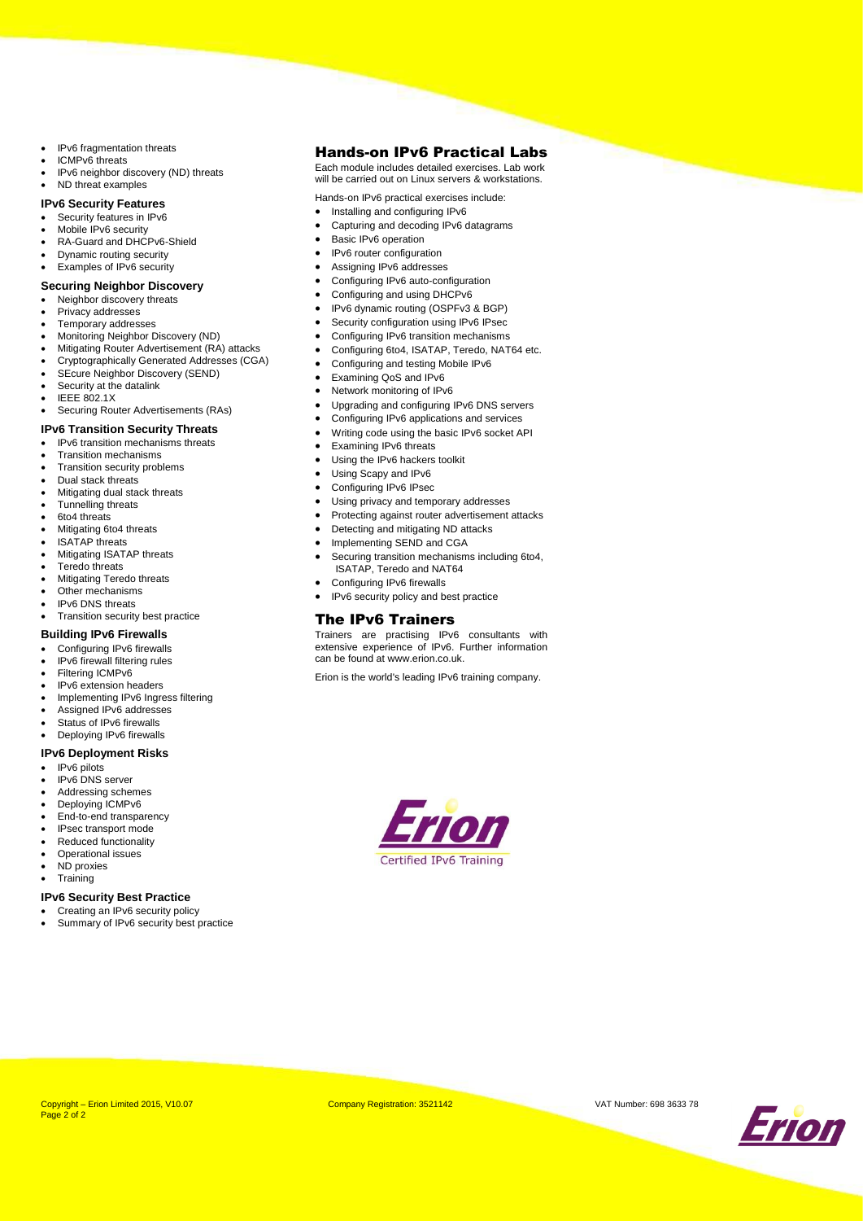- IPv6 fragmentation threats
- ICMPv6 threats
- IPv6 neighbor discovery (ND) threats
- ND threat examples

### IPv6 Security Features

- Security features in IPv6
- Mobile IPv6 security
- RA-Guard and DHCPv6-Shield
- Dynamic routing security
- Examples of IPv6 security

### Securing Neighbor Discovery

- Neighbor discovery threats
- Privacy addresses
- Temporary addresses
- Monitoring Neighbor Discovery (ND)
- Mitigating Router Advertisement (RA) attacks
- Cryptographically Generated Addresses (CGA)
- SEcure Neighbor Discovery (SEND)
- Security at the datalink
- IEEE 802.1X
- Securing Router Advertisements (RAs)

### IPv6 Transition Security Threats

- IPv6 transition mechanisms threats
- Transition mechanisms
- Transition security problems
- Dual stack threats
- Mitigating dual stack threats
- Tunnelling threats
- 6to4 threats
- Mitigating 6to4 threats
- ISATAP threats
- Mitigating ISATAP threats
- Teredo threats
- Mitigating Teredo threats
- Other mechanisms
- IPv6 DNS threats
- Transition security best practice

### Building IPv6 Firewalls

- Configuring IPv6 firewalls
- IPv6 firewall filtering rules
- Filtering ICMPv6
- IPv6 extension headers
- Implementing IPv6 Ingress filtering
- Assigned IPv6 addresses
- Status of IPv6 firewalls
- Deploying IPv6 firewalls

### IPv6 Deployment Risks

- IPv6 pilots
- IPv6 DNS server
- Addressing schemes
- Deploying ICMPv6
- End-to-end transparency
- IPsec transport mode
- Reduced functionality
- Operational issues
- ND proxies
- Training

### IPv6 Security Best Practice

- Creating an IPv6 security policy
- Summary of IPv6 security best practice

## Hands-on IPv6 Practical Labs

Each module includes detailed exercises. Lab work will be carried out on Linux servers & workstations.

Hands-on IPv6 practical exercises include:

- Installing and configuring IPv6
- Capturing and decoding IPv6 datagrams
- Basic IPv6 operation
- IPv6 router configuration
- Assigning IPv6 addresses
- Configuring IPv6 auto-configuration
- Configuring and using DHCPv6
- IPv6 dynamic routing (OSPFv3 & BGP)
- Security configuration using IPv6 IPsec
- Configuring IPv6 transition mechanisms
- Configuring 6to4, ISATAP, Teredo, NAT64 etc.
- Configuring and testing Mobile IPv6
- Examining QoS and IPv6
- Network monitoring of IPv6
- Upgrading and configuring IPv6 DNS servers
- Configuring IPv6 applications and services
- Writing code using the basic IPv6 socket API
- Examining IPv6 threats
- Using the IPv6 hackers toolkit
- Using Scapy and IPv6
- Configuring IPv6 IPsec
- Using privacy and temporary addresses
- Protecting against router advertisement attacks
- Detecting and mitigating ND attacks
- Implementing SEND and CGA
- Securing transition mechanisms including 6to4, ISATAP, Teredo and NAT64
- Configuring IPv6 firewalls
- IPv6 security policy and best practice

## The IPv6 Trainers

Trainers are practising IPv6 consultants with extensive experience of IPv6. Further information can be found at www.erion.co.uk.

Erion is the world's leading IPv6 training company.

Erion
Certified IPv6 Training

Copyright – Erion Limited 2015, V10.07

Company Registration: 3521142

VAT Number: 698 3633 78